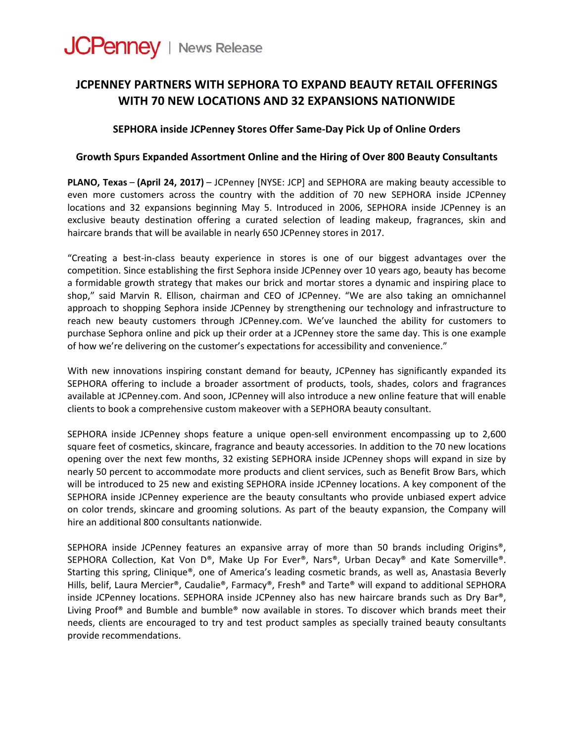JCPenney | News Release

# JCPENNEY PARTNERS WITH SEPHORA TO EXPAND BEAUTY RETAIL OFFERINGS WITH 70 NEW LOCATIONS AND 32 EXPANSIONS NATIONWIDE

### SEPHORA inside JCPenney Stores Offer Same-Day Pick Up of Online Orders

### Growth Spurs Expanded Assortment Online and the Hiring of Over 800 Beauty Consultants

**PLANO, Texas** – **(April 24, 2017)** – JCPenney [NYSE: JCP] and SEPHORA are making beauty accessible to even more customers across the country with the addition of 70 new SEPHORA inside JCPenney locations and 32 expansions beginning May 5. Introduced in 2006, SEPHORA inside JCPenney is an exclusive beauty destination offering a curated selection of leading makeup, fragrances, skin and haircare brands that will be available in nearly 650 JCPenney stores in 2017.

"Creating a best-in-class beauty experience in stores is one of our biggest advantages over the competition. Since establishing the first Sephora inside JCPenney over 10 years ago, beauty has become a formidable growth strategy that makes our brick and mortar stores a dynamic and inspiring place to shop," said Marvin R. Ellison, chairman and CEO of JCPenney. "We are also taking an omnichannel approach to shopping Sephora inside JCPenney by strengthening our technology and infrastructure to reach new beauty customers through JCPenney.com. We've launched the ability for customers to purchase Sephora online and pick up their order at a JCPenney store the same day. This is one example of how we're delivering on the customer's expectations for accessibility and convenience."

With new innovations inspiring constant demand for beauty, JCPenney has significantly expanded its SEPHORA offering to include a broader assortment of products, tools, shades, colors and fragrances available at JCPenney.com. And soon, JCPenney will also introduce a new online feature that will enable clients to book a comprehensive custom makeover with a SEPHORA beauty consultant.

SEPHORA inside JCPenney shops feature a unique open-sell environment encompassing up to 2,600 square feet of cosmetics, skincare, fragrance and beauty accessories. In addition to the 70 new locations opening over the next few months, 32 existing SEPHORA inside JCPenney shops will expand in size by nearly 50 percent to accommodate more products and client services, such as Benefit Brow Bars, which will be introduced to 25 new and existing SEPHORA inside JCPenney locations. A key component of the SEPHORA inside JCPenney experience are the beauty consultants who provide unbiased expert advice on color trends, skincare and grooming solutions. As part of the beauty expansion, the Company will hire an additional 800 consultants nationwide.

SEPHORA inside JCPenney features an expansive array of more than 50 brands including Origins®, SEPHORA Collection, Kat Von D®, Make Up For Ever®, Nars®, Urban Decay® and Kate Somerville®. Starting this spring, Clinique®, one of America's leading cosmetic brands, as well as, Anastasia Beverly Hills, belif, Laura Mercier®, Caudalie®, Farmacy®, Fresh® and Tarte® will expand to additional SEPHORA inside JCPenney locations. SEPHORA inside JCPenney also has new haircare brands such as Dry Bar®, Living Proof® and Bumble and bumble® now available in stores. To discover which brands meet their needs, clients are encouraged to try and test product samples as specially trained beauty consultants provide recommendations.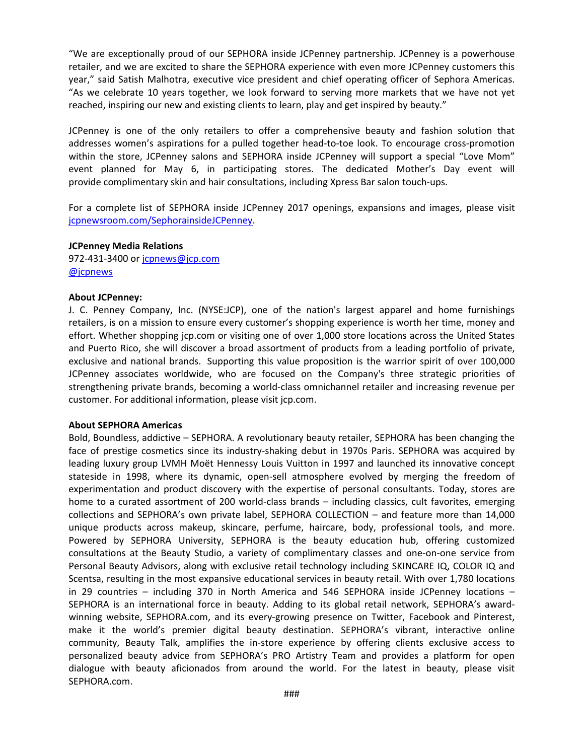"We are exceptionally proud of our SEPHORA inside JCPenney partnership. JCPenney is a powerhouse retailer, and we are excited to share the SEPHORA experience with even more JCPenney customers this year," said Satish Malhotra, executive vice president and chief operating officer of Sephora Americas. "As we celebrate 10 years together, we look forward to serving more markets that we have not yet reached, inspiring our new and existing clients to learn, play and get inspired by beauty."

JCPenney is one of the only retailers to offer a comprehensive beauty and fashion solution that addresses women's aspirations for a pulled together head-to-toe look. To encourage cross-promotion within the store, JCPenney salons and SEPHORA inside JCPenney will support a special "Love Mom" event planned for May 6, in participating stores. The dedicated Mother's Day event will provide complimentary skin and hair consultations, including Xpress Bar salon touch-ups.

For a complete list of SEPHORA inside JCPenney 2017 openings, expansions and images, please visit jcpnewsroom.com/SephorainsideJCPenney.

**JCPenney Media Relations**
972-431-3400 or jcpnews@jcp.com
@jcpnews

**About JCPenney:**
J. C. Penney Company, Inc. (NYSE:JCP), one of the nation's largest apparel and home furnishings retailers, is on a mission to ensure every customer's shopping experience is worth her time, money and effort. Whether shopping jcp.com or visiting one of over 1,000 store locations across the United States and Puerto Rico, she will discover a broad assortment of products from a leading portfolio of private, exclusive and national brands. Supporting this value proposition is the warrior spirit of over 100,000 JCPenney associates worldwide, who are focused on the Company's three strategic priorities of strengthening private brands, becoming a world-class omnichannel retailer and increasing revenue per customer. For additional information, please visit jcp.com.

**About SEPHORA Americas**
Bold, Boundless, addictive – SEPHORA. A revolutionary beauty retailer, SEPHORA has been changing the face of prestige cosmetics since its industry-shaking debut in 1970s Paris. SEPHORA was acquired by leading luxury group LVMH Moët Hennessy Louis Vuitton in 1997 and launched its innovative concept stateside in 1998, where its dynamic, open-sell atmosphere evolved by merging the freedom of experimentation and product discovery with the expertise of personal consultants. Today, stores are home to a curated assortment of 200 world-class brands – including classics, cult favorites, emerging collections and SEPHORA's own private label, SEPHORA COLLECTION – and feature more than 14,000 unique products across makeup, skincare, perfume, haircare, body, professional tools, and more. Powered by SEPHORA University, SEPHORA is the beauty education hub, offering customized consultations at the Beauty Studio, a variety of complimentary classes and one-on-one service from Personal Beauty Advisors, along with exclusive retail technology including SKINCARE IQ, COLOR IQ and Scentsa, resulting in the most expansive educational services in beauty retail. With over 1,780 locations in 29 countries – including 370 in North America and 546 SEPHORA inside JCPenney locations – SEPHORA is an international force in beauty. Adding to its global retail network, SEPHORA's award-winning website, SEPHORA.com, and its every-growing presence on Twitter, Facebook and Pinterest, make it the world's premier digital beauty destination. SEPHORA's vibrant, interactive online community, Beauty Talk, amplifies the in-store experience by offering clients exclusive access to personalized beauty advice from SEPHORA's PRO Artistry Team and provides a platform for open dialogue with beauty aficionados from around the world. For the latest in beauty, please visit SEPHORA.com.

###